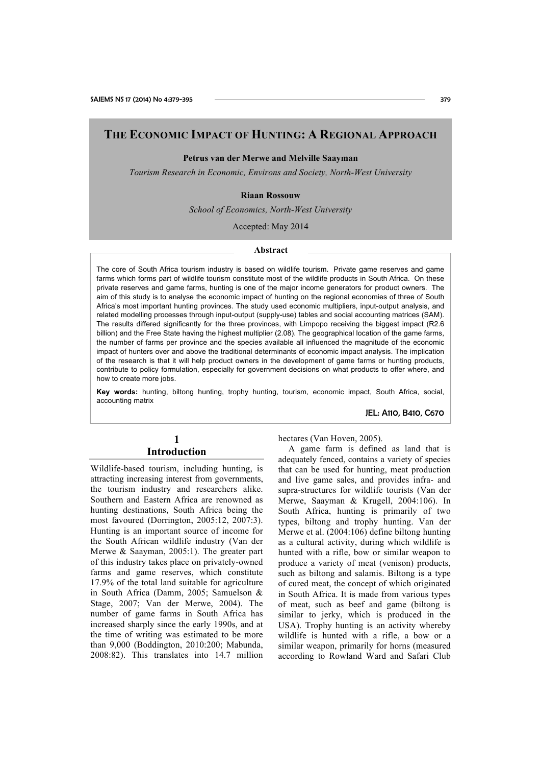# THE ECONOMIC IMPACT OF HUNTING: A REGIONAL APPROACH

**Petrus van der Merwe and Melville Saayman**

*Tourism Research in Economic, Environs and Society, North-West University*

**Riaan Rossouw**

*School of Economics, North-West University*

Accepted: May 2014

## Abstract

The core of South Africa tourism industry is based on wildlife tourism. Private game reserves and game farms which forms part of wildlife tourism constitute most of the wildlife products in South Africa. On these private reserves and game farms, hunting is one of the major income generators for product owners. The aim of this study is to analyse the economic impact of hunting on the regional economies of three of South Africa's most important hunting provinces. The study used economic multipliers, input-output analysis, and related modelling processes through input-output (supply-use) tables and social accounting matrices (SAM). The results differed significantly for the three provinces, with Limpopo receiving the biggest impact (R2.6 billion) and the Free State having the highest multiplier (2.08). The geographical location of the game farms, the number of farms per province and the species available all influenced the magnitude of the economic impact of hunters over and above the traditional determinants of economic impact analysis. The implication of the research is that it will help product owners in the development of game farms or hunting products, contribute to policy formulation, especially for government decisions on what products to offer where, and how to create more jobs.

**Key words:** hunting, biltong hunting, trophy hunting, tourism, economic impact, South Africa, social, accounting matrix

JEL: A110, B410, C670

## 1 Introduction

Wildlife-based tourism, including hunting, is attracting increasing interest from governments, the tourism industry and researchers alike. Southern and Eastern Africa are renowned as hunting destinations, South Africa being the most favoured (Dorrington, 2005:12, 2007:3). Hunting is an important source of income for the South African wildlife industry (Van der Merwe & Saayman, 2005:1). The greater part of this industry takes place on privately-owned farms and game reserves, which constitute 17.9% of the total land suitable for agriculture in South Africa (Damm, 2005; Samuelson & Stage, 2007; Van der Merwe, 2004). The number of game farms in South Africa has increased sharply since the early 1990s, and at the time of writing was estimated to be more than 9,000 (Boddington, 2010:200; Mabunda, 2008:82). This translates into 14.7 million hectares (Van Hoven, 2005).

A game farm is defined as land that is adequately fenced, contains a variety of species that can be used for hunting, meat production and live game sales, and provides infra- and supra-structures for wildlife tourists (Van der Merwe, Saayman & Krugell, 2004:106). In South Africa, hunting is primarily of two types, biltong and trophy hunting. Van der Merwe et al. (2004:106) define biltong hunting as a cultural activity, during which wildlife is hunted with a rifle, bow or similar weapon to produce a variety of meat (venison) products, such as biltong and salamis. Biltong is a type of cured meat, the concept of which originated in South Africa. It is made from various types of meat, such as beef and game (biltong is similar to jerky, which is produced in the USA). Trophy hunting is an activity whereby wildlife is hunted with a rifle, a bow or a similar weapon, primarily for horns (measured according to Rowland Ward and Safari Club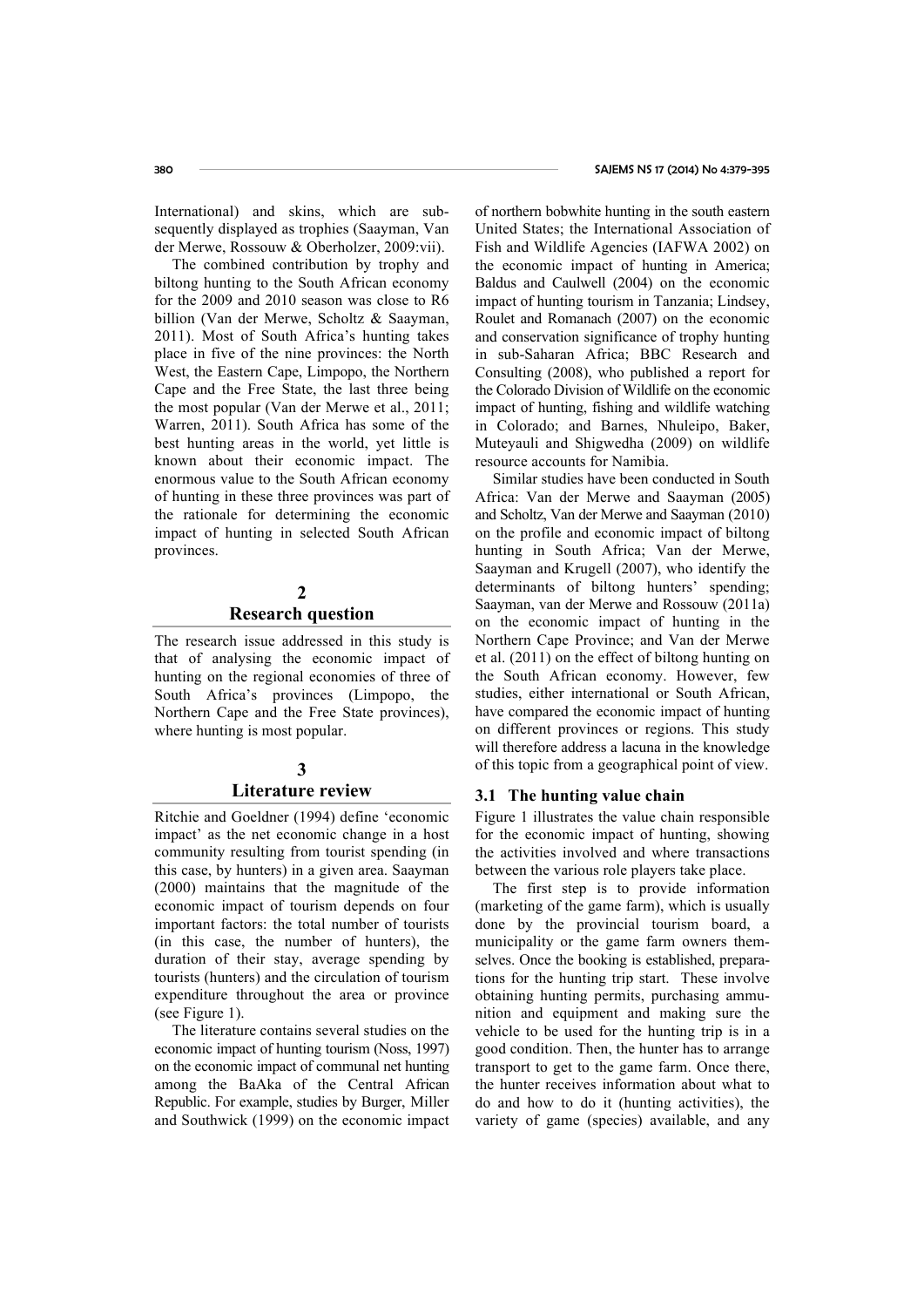International) and skins, which are subsequently displayed as trophies (Saayman, Van der Merwe, Rossouw & Oberholzer, 2009:vii).

The combined contribution by trophy and biltong hunting to the South African economy for the 2009 and 2010 season was close to R6 billion (Van der Merwe, Scholtz & Saayman, 2011). Most of South Africa's hunting takes place in five of the nine provinces: the North West, the Eastern Cape, Limpopo, the Northern Cape and the Free State, the last three being the most popular (Van der Merwe et al., 2011; Warren, 2011). South Africa has some of the best hunting areas in the world, yet little is known about their economic impact. The enormous value to the South African economy of hunting in these three provinces was part of the rationale for determining the economic impact of hunting in selected South African provinces.

## 2 Research question

The research issue addressed in this study is that of analysing the economic impact of hunting on the regional economies of three of South Africa's provinces (Limpopo, the Northern Cape and the Free State provinces), where hunting is most popular.

## 3 Literature review

Ritchie and Goeldner (1994) define 'economic impact' as the net economic change in a host community resulting from tourist spending (in this case, by hunters) in a given area. Saayman (2000) maintains that the magnitude of the economic impact of tourism depends on four important factors: the total number of tourists (in this case, the number of hunters), the duration of their stay, average spending by tourists (hunters) and the circulation of tourism expenditure throughout the area or province (see Figure 1).

The literature contains several studies on the economic impact of hunting tourism (Noss, 1997) on the economic impact of communal net hunting among the BaAka of the Central African Republic. For example, studies by Burger, Miller and Southwick (1999) on the economic impact of northern bobwhite hunting in the south eastern United States; the International Association of Fish and Wildlife Agencies (IAFWA 2002) on the economic impact of hunting in America; Baldus and Caulwell (2004) on the economic impact of hunting tourism in Tanzania; Lindsey, Roulet and Romanach (2007) on the economic and conservation significance of trophy hunting in sub-Saharan Africa; BBC Research and Consulting (2008), who published a report for the Colorado Division of Wildlife on the economic impact of hunting, fishing and wildlife watching in Colorado; and Barnes, Nhuleipo, Baker, Muteyauli and Shigwedha (2009) on wildlife resource accounts for Namibia.

Similar studies have been conducted in South Africa: Van der Merwe and Saayman (2005) and Scholtz, Van der Merwe and Saayman (2010) on the profile and economic impact of biltong hunting in South Africa; Van der Merwe, Saayman and Krugell (2007), who identify the determinants of biltong hunters' spending; Saayman, van der Merwe and Rossouw (2011a) on the economic impact of hunting in the Northern Cape Province; and Van der Merwe et al. (2011) on the effect of biltong hunting on the South African economy. However, few studies, either international or South African, have compared the economic impact of hunting on different provinces or regions. This study will therefore address a lacuna in the knowledge of this topic from a geographical point of view.

### 3.1 The hunting value chain

Figure 1 illustrates the value chain responsible for the economic impact of hunting, showing the activities involved and where transactions between the various role players take place.

The first step is to provide information (marketing of the game farm), which is usually done by the provincial tourism board, a municipality or the game farm owners themselves. Once the booking is established, preparations for the hunting trip start. These involve obtaining hunting permits, purchasing ammunition and equipment and making sure the vehicle to be used for the hunting trip is in a good condition. Then, the hunter has to arrange transport to get to the game farm. Once there, the hunter receives information about what to do and how to do it (hunting activities), the variety of game (species) available, and any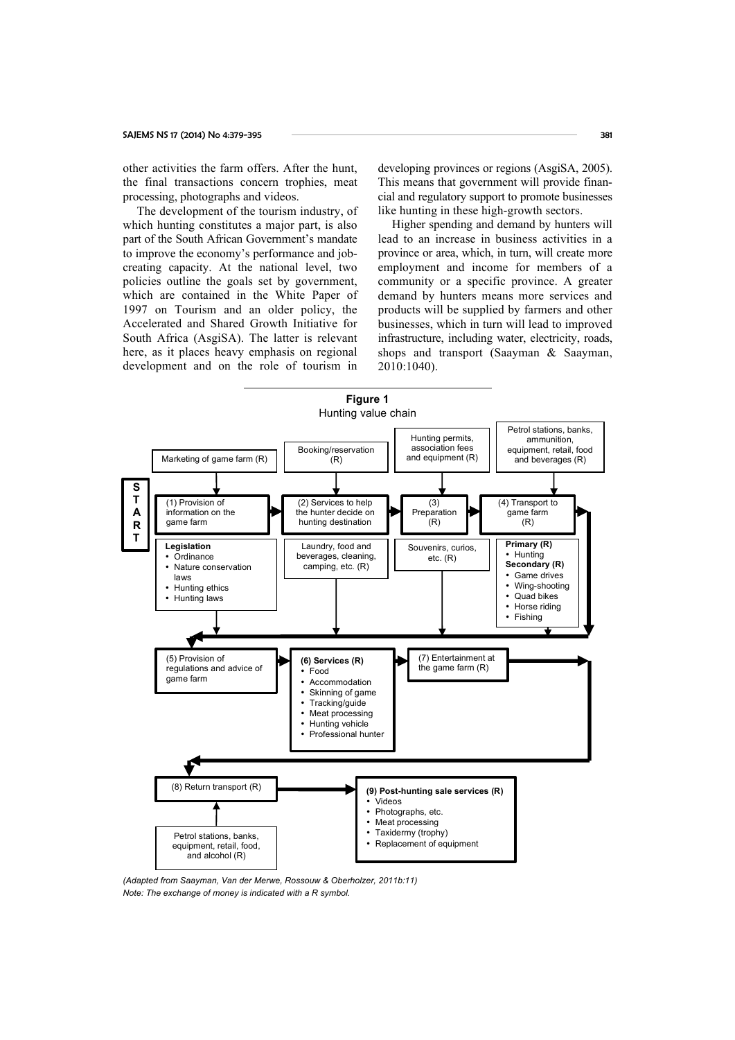other activities the farm offers. After the hunt, the final transactions concern trophies, meat processing, photographs and videos.

The development of the tourism industry, of which hunting constitutes a major part, is also part of the South African Government's mandate to improve the economy's performance and job-creating capacity. At the national level, two policies outline the goals set by government, which are contained in the White Paper of 1997 on Tourism and an older policy, the Accelerated and Shared Growth Initiative for South Africa (AsgiSA). The latter is relevant here, as it places heavy emphasis on regional development and on the role of tourism in developing provinces or regions (AsgiSA, 2005). This means that government will provide financial and regulatory support to promote businesses like hunting in these high-growth sectors.

Higher spending and demand by hunters will lead to an increase in business activities in a province or area, which, in turn, will create more employment and income for members of a community or a specific province. A greater demand by hunters means more services and products will be supplied by farmers and other businesses, which in turn will lead to improved infrastructure, including water, electricity, roads, shops and transport (Saayman & Saayman, 2010:1040).

**Figure 1**
Hunting value chain

START

- Marketing of game farm (R) → **(1) Provision of information on the game farm**
- Booking/reservation (R) → **(2) Services to help the hunter decide on hunting destination**
- Hunting permits, association fees and equipment (R) → **(3) Preparation (R)**
- Petrol stations, banks, ammunition, equipment, retail, food and beverages (R) → **(4) Transport to game farm (R)**

Below (1): **Legislation**
- Ordinance
- Nature conservation laws
- Hunting ethics
- Hunting laws

Below (2): Laundry, food and beverages, cleaning, camping, etc. (R)

Below (3): Souvenirs, curios, etc. (R)

Below (4): **Primary (R)**
- Hunting

**Secondary (R)**
- Game drives
- Wing-shooting
- Quad bikes
- Horse riding
- Fishing

**(5) Provision of regulations and advice of game farm** → **(6) Services (R)**
- Food
- Accommodation
- Skinning of game
- Tracking/guide
- Meat processing
- Hunting vehicle
- Professional hunter

→ **(7) Entertainment at the game farm (R)**

**(8) Return transport (R)** ← Petrol stations, banks, equipment, retail, food, and alcohol (R)

→ **(9) Post-hunting sale services (R)**
- Videos
- Photographs, etc.
- Meat processing
- Taxidermy (trophy)
- Replacement of equipment

*(Adapted from Saayman, Van der Merwe, Rossouw & Oberholzer, 2011b:11)*
*Note: The exchange of money is indicated with a R symbol.*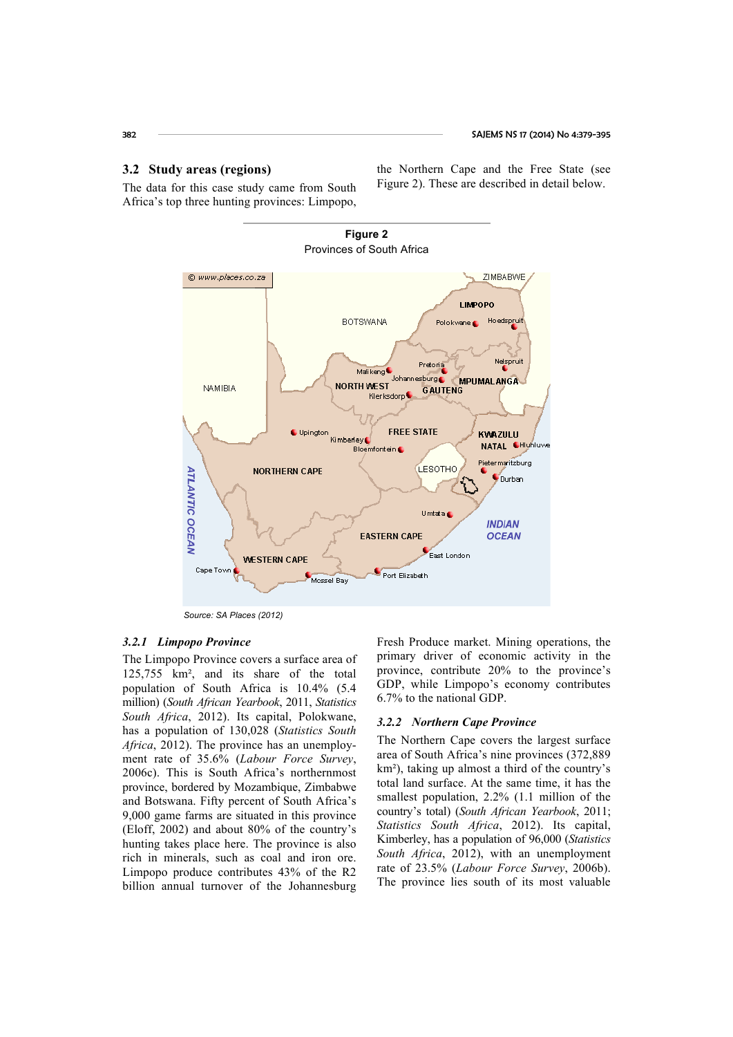## 3.2 Study areas (regions)

The data for this case study came from South Africa's top three hunting provinces: Limpopo, the Northern Cape and the Free State (see Figure 2). These are described in detail below.

**Figure 2**
Provinces of South Africa

*Source: SA Places (2012)*

### *3.2.1 Limpopo Province*

The Limpopo Province covers a surface area of 125,755 km², and its share of the total population of South Africa is 10.4% (5.4 million) (*South African Yearbook*, 2011, *Statistics South Africa*, 2012). Its capital, Polokwane, has a population of 130,028 (*Statistics South Africa*, 2012). The province has an unemployment rate of 35.6% (*Labour Force Survey*, 2006c). This is South Africa's northernmost province, bordered by Mozambique, Zimbabwe and Botswana. Fifty percent of South Africa's 9,000 game farms are situated in this province (Eloff, 2002) and about 80% of the country's hunting takes place here. The province is also rich in minerals, such as coal and iron ore. Limpopo produce contributes 43% of the R2 billion annual turnover of the Johannesburg Fresh Produce market. Mining operations, the primary driver of economic activity in the province, contribute 20% to the province's GDP, while Limpopo's economy contributes 6.7% to the national GDP.

### *3.2.2 Northern Cape Province*

The Northern Cape covers the largest surface area of South Africa's nine provinces (372,889 km²), taking up almost a third of the country's total land surface. At the same time, it has the smallest population, 2.2% (1.1 million of the country's total) (*South African Yearbook*, 2011; *Statistics South Africa*, 2012). Its capital, Kimberley, has a population of 96,000 (*Statistics South Africa*, 2012), with an unemployment rate of 23.5% (*Labour Force Survey*, 2006b). The province lies south of its most valuable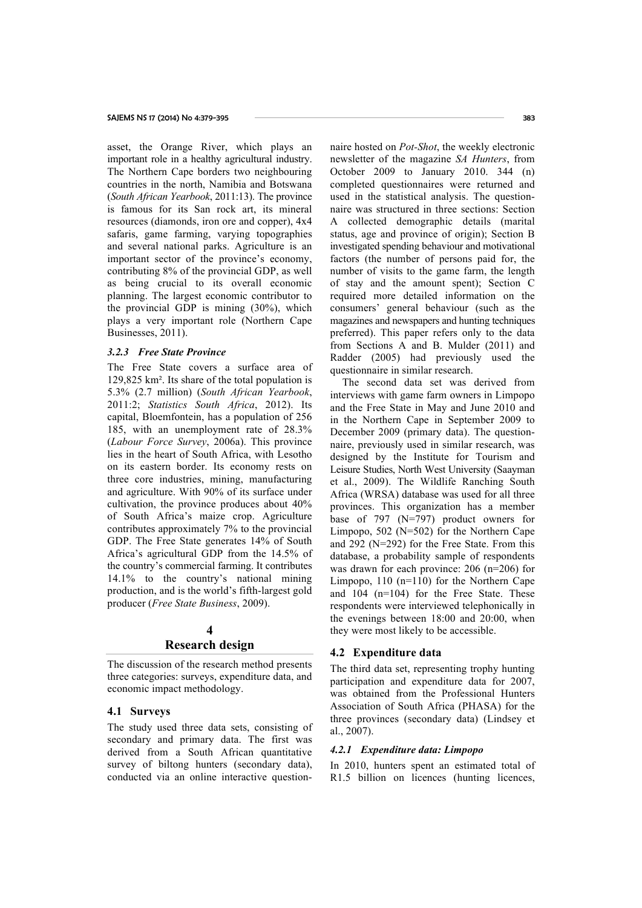asset, the Orange River, which plays an important role in a healthy agricultural industry. The Northern Cape borders two neighbouring countries in the north, Namibia and Botswana (*South African Yearbook*, 2011:13). The province is famous for its San rock art, its mineral resources (diamonds, iron ore and copper), 4x4 safaris, game farming, varying topographies and several national parks. Agriculture is an important sector of the province's economy, contributing 8% of the provincial GDP, as well as being crucial to its overall economic planning. The largest economic contributor to the provincial GDP is mining (30%), which plays a very important role (Northern Cape Businesses, 2011).

### *3.2.3 Free State Province*

The Free State covers a surface area of 129,825 km². Its share of the total population is 5.3% (2.7 million) (*South African Yearbook*, 2011:2; *Statistics South Africa*, 2012). Its capital, Bloemfontein, has a population of 256 185, with an unemployment rate of 28.3% (*Labour Force Survey*, 2006a). This province lies in the heart of South Africa, with Lesotho on its eastern border. Its economy rests on three core industries, mining, manufacturing and agriculture. With 90% of its surface under cultivation, the province produces about 40% of South Africa's maize crop. Agriculture contributes approximately 7% to the provincial GDP. The Free State generates 14% of South Africa's agricultural GDP from the 14.5% of the country's commercial farming. It contributes 14.1% to the country's national mining production, and is the world's fifth-largest gold producer (*Free State Business*, 2009).

# 4 Research design

The discussion of the research method presents three categories: surveys, expenditure data, and economic impact methodology.

## 4.1 Surveys

The study used three data sets, consisting of secondary and primary data. The first was derived from a South African quantitative survey of biltong hunters (secondary data), conducted via an online interactive questionnaire hosted on *Pot-Shot*, the weekly electronic newsletter of the magazine *SA Hunters*, from October 2009 to January 2010. 344 (n) completed questionnaires were returned and used in the statistical analysis. The questionnaire was structured in three sections: Section A collected demographic details (marital status, age and province of origin); Section B investigated spending behaviour and motivational factors (the number of persons paid for, the number of visits to the game farm, the length of stay and the amount spent); Section C required more detailed information on the consumers' general behaviour (such as the magazines and newspapers and hunting techniques preferred). This paper refers only to the data from Sections A and B. Mulder (2011) and Radder (2005) had previously used the questionnaire in similar research.

The second data set was derived from interviews with game farm owners in Limpopo and the Free State in May and June 2010 and in the Northern Cape in September 2009 to December 2009 (primary data). The questionnaire, previously used in similar research, was designed by the Institute for Tourism and Leisure Studies, North West University (Saayman et al., 2009). The Wildlife Ranching South Africa (WRSA) database was used for all three provinces. This organization has a member base of 797 (N=797) product owners for Limpopo, 502 (N=502) for the Northern Cape and 292 (N=292) for the Free State. From this database, a probability sample of respondents was drawn for each province: 206 (n=206) for Limpopo, 110 (n=110) for the Northern Cape and 104 (n=104) for the Free State. These respondents were interviewed telephonically in the evenings between 18:00 and 20:00, when they were most likely to be accessible.

## 4.2 Expenditure data

The third data set, representing trophy hunting participation and expenditure data for 2007, was obtained from the Professional Hunters Association of South Africa (PHASA) for the three provinces (secondary data) (Lindsey et al., 2007).

### *4.2.1 Expenditure data: Limpopo*

In 2010, hunters spent an estimated total of R1.5 billion on licences (hunting licences,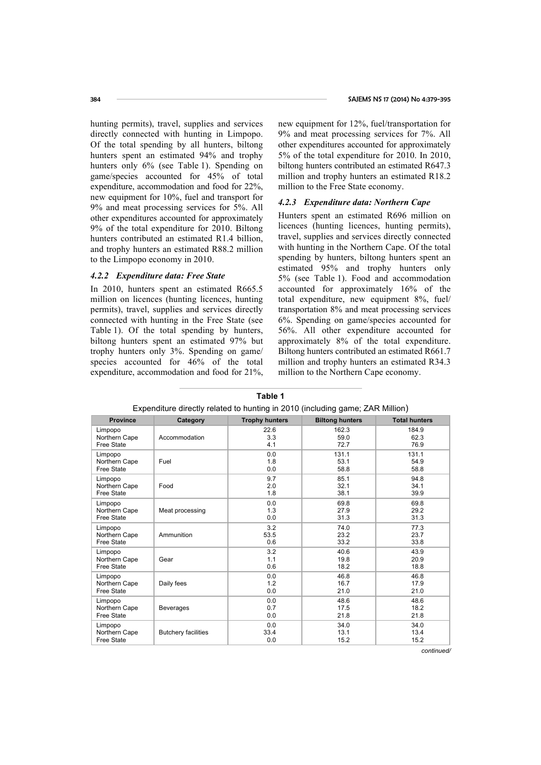hunting permits), travel, supplies and services directly connected with hunting in Limpopo. Of the total spending by all hunters, biltong hunters spent an estimated 94% and trophy hunters only 6% (see Table 1). Spending on game/species accounted for 45% of total expenditure, accommodation and food for 22%, new equipment for 10%, fuel and transport for 9% and meat processing services for 5%. All other expenditures accounted for approximately 9% of the total expenditure for 2010. Biltong hunters contributed an estimated R1.4 billion, and trophy hunters an estimated R88.2 million to the Limpopo economy in 2010.

### *4.2.2 Expenditure data: Free State*

In 2010, hunters spent an estimated R665.5 million on licences (hunting licences, hunting permits), travel, supplies and services directly connected with hunting in the Free State (see Table 1). Of the total spending by hunters, biltong hunters spent an estimated 97% but trophy hunters only 3%. Spending on game/species accounted for 46% of the total expenditure, accommodation and food for 21%, new equipment for 12%, fuel/transportation for 9% and meat processing services for 7%. All other expenditures accounted for approximately 5% of the total expenditure for 2010. In 2010, biltong hunters contributed an estimated R647.3 million and trophy hunters an estimated R18.2 million to the Free State economy.

### *4.2.3 Expenditure data: Northern Cape*

Hunters spent an estimated R696 million on licences (hunting licences, hunting permits), travel, supplies and services directly connected with hunting in the Northern Cape. Of the total spending by hunters, biltong hunters spent an estimated 95% and trophy hunters only 5% (see Table 1). Food and accommodation accounted for approximately 16% of the total expenditure, new equipment 8%, fuel/transportation 8% and meat processing services 6%. Spending on game/species accounted for 56%. All other expenditure accounted for approximately 8% of the total expenditure. Biltong hunters contributed an estimated R661.7 million and trophy hunters an estimated R34.3 million to the Northern Cape economy.

**Table 1**

Expenditure directly related to hunting in 2010 (including game; ZAR Million)

| Province | Category | Trophy hunters | Biltong hunters | Total hunters |
|---|---|---|---|---|
| Limpopo | Accommodation | 22.6 | 162.3 | 184.9 |
| Northern Cape | | 3.3 | 59.0 | 62.3 |
| Free State | | 4.1 | 72.7 | 76.9 |
| Limpopo | Fuel | 0.0 | 131.1 | 131.1 |
| Northern Cape | | 1.8 | 53.1 | 54.9 |
| Free State | | 0.0 | 58.8 | 58.8 |
| Limpopo | Food | 9.7 | 85.1 | 94.8 |
| Northern Cape | | 2.0 | 32.1 | 34.1 |
| Free State | | 1.8 | 38.1 | 39.9 |
| Limpopo | Meat processing | 0.0 | 69.8 | 69.8 |
| Northern Cape | | 1.3 | 27.9 | 29.2 |
| Free State | | 0.0 | 31.3 | 31.3 |
| Limpopo | Ammunition | 3.2 | 74.0 | 77.3 |
| Northern Cape | | 53.5 | 23.2 | 23.7 |
| Free State | | 0.6 | 33.2 | 33.8 |
| Limpopo | Gear | 3.2 | 40.6 | 43.9 |
| Northern Cape | | 1.1 | 19.8 | 20.9 |
| Free State | | 0.6 | 18.2 | 18.8 |
| Limpopo | Daily fees | 0.0 | 46.8 | 46.8 |
| Northern Cape | | 1.2 | 16.7 | 17.9 |
| Free State | | 0.0 | 21.0 | 21.0 |
| Limpopo | Beverages | 0.0 | 48.6 | 48.6 |
| Northern Cape | | 0.7 | 17.5 | 18.2 |
| Free State | | 0.0 | 21.8 | 21.8 |
| Limpopo | Butchery facilities | 0.0 | 34.0 | 34.0 |
| Northern Cape | | 33.4 | 13.1 | 13.4 |
| Free State | | 0.0 | 15.2 | 15.2 |

*continued/*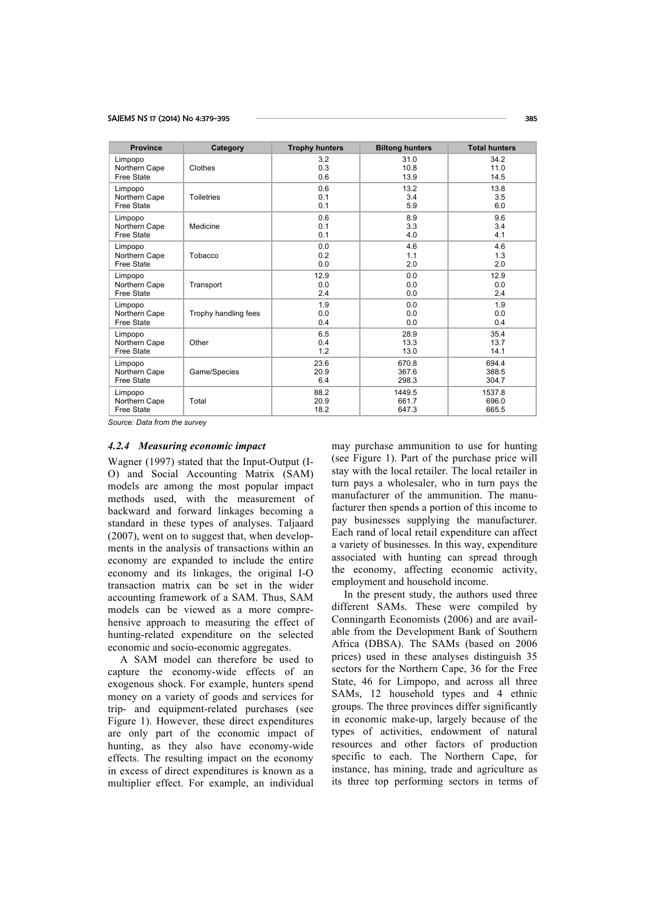| Province | Category | Trophy hunters | Biltong hunters | Total hunters |
| --- | --- | --- | --- | --- |
| Limpopo | Clothes | 3.2 | 31.0 | 34.2 |
| Northern Cape | | 0.3 | 10.8 | 11.0 |
| Free State | | 0.6 | 13.9 | 14.5 |
| Limpopo | Toiletries | 0.6 | 13.2 | 13.8 |
| Northern Cape | | 0.1 | 3.4 | 3.5 |
| Free State | | 0.1 | 5.9 | 6.0 |
| Limpopo | Medicine | 0.6 | 8.9 | 9.6 |
| Northern Cape | | 0.1 | 3.3 | 3.4 |
| Free State | | 0.1 | 4.0 | 4.1 |
| Limpopo | Tobacco | 0.0 | 4.6 | 4.6 |
| Northern Cape | | 0.2 | 1.1 | 1.3 |
| Free State | | 0.0 | 2.0 | 2.0 |
| Limpopo | Transport | 12.9 | 0.0 | 12.9 |
| Northern Cape | | 0.0 | 0.0 | 0.0 |
| Free State | | 2.4 | 0.0 | 2.4 |
| Limpopo | Trophy handling fees | 1.9 | 0.0 | 1.9 |
| Northern Cape | | 0.0 | 0.0 | 0.0 |
| Free State | | 0.4 | 0.0 | 0.4 |
| Limpopo | Other | 6.5 | 28.9 | 35.4 |
| Northern Cape | | 0.4 | 13.3 | 13.7 |
| Free State | | 1.2 | 13.0 | 14.1 |
| Limpopo | Game/Species | 23.6 | 670.8 | 694.4 |
| Northern Cape | | 20.9 | 367.6 | 388.5 |
| Free State | | 6.4 | 298.3 | 304.7 |
| Limpopo | Total | 88.2 | 1449.5 | 1537.8 |
| Northern Cape | | 20.9 | 661.7 | 696.0 |
| Free State | | 18.2 | 647.3 | 665.5 |

*Source: Data from the survey*

#### *4.2.4 Measuring economic impact*

Wagner (1997) stated that the Input-Output (I-O) and Social Accounting Matrix (SAM) models are among the most popular impact methods used, with the measurement of backward and forward linkages becoming a standard in these types of analyses. Taljaard (2007), went on to suggest that, when developments in the analysis of transactions within an economy are expanded to include the entire economy and its linkages, the original I-O transaction matrix can be set in the wider accounting framework of a SAM. Thus, SAM models can be viewed as a more comprehensive approach to measuring the effect of hunting-related expenditure on the selected economic and socio-economic aggregates.

A SAM model can therefore be used to capture the economy-wide effects of an exogenous shock. For example, hunters spend money on a variety of goods and services for trip- and equipment-related purchases (see Figure 1). However, these direct expenditures are only part of the economic impact of hunting, as they also have economy-wide effects. The resulting impact on the economy in excess of direct expenditures is known as a multiplier effect. For example, an individual may purchase ammunition to use for hunting (see Figure 1). Part of the purchase price will stay with the local retailer. The local retailer in turn pays a wholesaler, who in turn pays the manufacturer of the ammunition. The manufacturer then spends a portion of this income to pay businesses supplying the manufacturer. Each rand of local retail expenditure can affect a variety of businesses. In this way, expenditure associated with hunting can spread through the economy, affecting economic activity, employment and household income.

In the present study, the authors used three different SAMs. These were compiled by Conningarth Economists (2006) and are available from the Development Bank of Southern Africa (DBSA). The SAMs (based on 2006 prices) used in these analyses distinguish 35 sectors for the Northern Cape, 36 for the Free State, 46 for Limpopo, and across all three SAMs, 12 household types and 4 ethnic groups. The three provinces differ significantly in economic make-up, largely because of the types of activities, endowment of natural resources and other factors of production specific to each. The Northern Cape, for instance, has mining, trade and agriculture as its three top performing sectors in terms of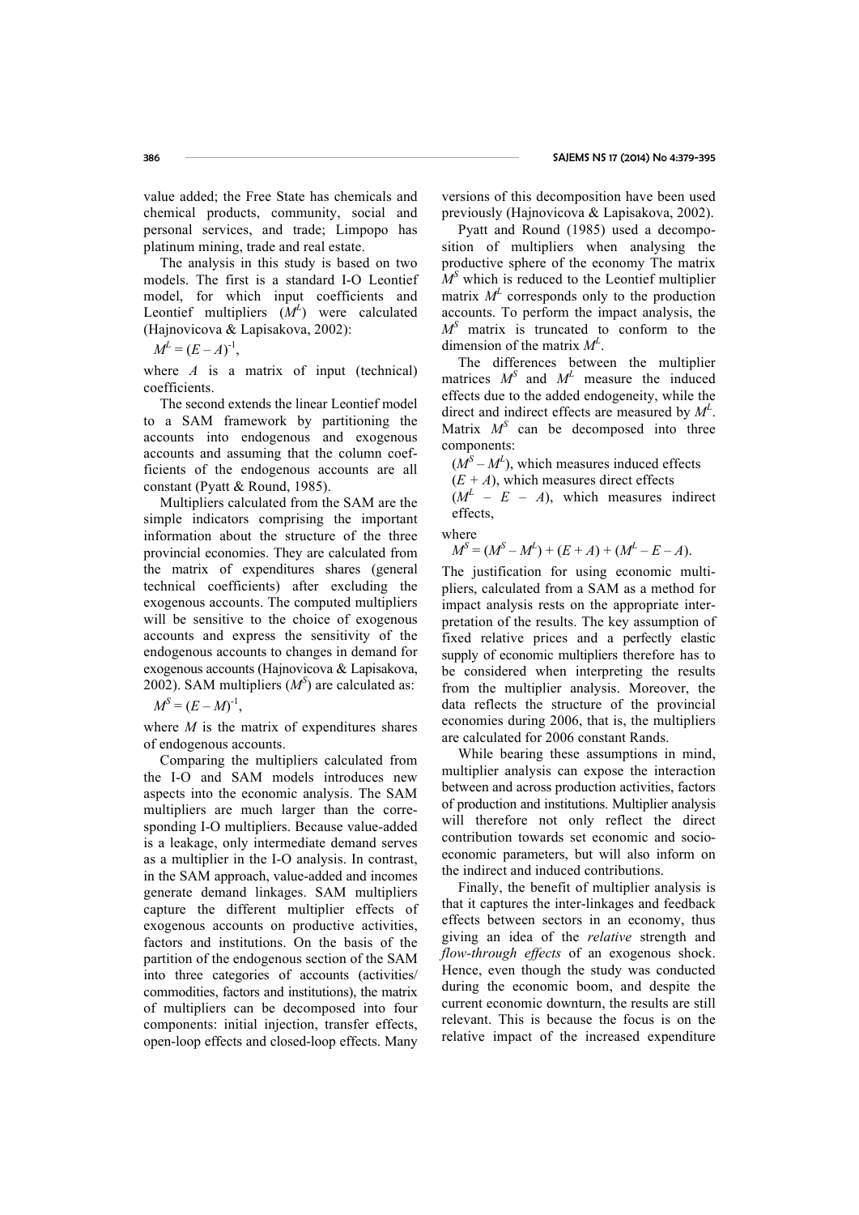value added; the Free State has chemicals and chemical products, community, social and personal services, and trade; Limpopo has platinum mining, trade and real estate.

The analysis in this study is based on two models. The first is a standard I-O Leontief model, for which input coefficients and Leontief multipliers ($M^L$) were calculated (Hajnovicova & Lapisakova, 2002):

$$M^L = (E - A)^{-1},$$

where $A$ is a matrix of input (technical) coefficients.

The second extends the linear Leontief model to a SAM framework by partitioning the accounts into endogenous and exogenous accounts and assuming that the column coefficients of the endogenous accounts are all constant (Pyatt & Round, 1985).

Multipliers calculated from the SAM are the simple indicators comprising the important information about the structure of the three provincial economies. They are calculated from the matrix of expenditures shares (general technical coefficients) after excluding the exogenous accounts. The computed multipliers will be sensitive to the choice of exogenous accounts and express the sensitivity of the endogenous accounts to changes in demand for exogenous accounts (Hajnovicova & Lapisakova, 2002). SAM multipliers ($M^S$) are calculated as:

$$M^S = (E - M)^{-1},$$

where $M$ is the matrix of expenditures shares of endogenous accounts.

Comparing the multipliers calculated from the I-O and SAM models introduces new aspects into the economic analysis. The SAM multipliers are much larger than the corresponding I-O multipliers. Because value-added is a leakage, only intermediate demand serves as a multiplier in the I-O analysis. In contrast, in the SAM approach, value-added and incomes generate demand linkages. SAM multipliers capture the different multiplier effects of exogenous accounts on productive activities, factors and institutions. On the basis of the partition of the endogenous section of the SAM into three categories of accounts (activities/commodities, factors and institutions), the matrix of multipliers can be decomposed into four components: initial injection, transfer effects, open-loop effects and closed-loop effects. Many versions of this decomposition have been used previously (Hajnovicova & Lapisakova, 2002).

Pyatt and Round (1985) used a decomposition of multipliers when analysing the productive sphere of the economy The matrix $M^S$ which is reduced to the Leontief multiplier matrix $M^L$ corresponds only to the production accounts. To perform the impact analysis, the $M^S$ matrix is truncated to conform to the dimension of the matrix $M^L$.

The differences between the multiplier matrices $M^S$ and $M^L$ measure the induced effects due to the added endogeneity, while the direct and indirect effects are measured by $M^L$. Matrix $M^S$ can be decomposed into three components:

- $(M^S - M^L)$, which measures induced effects
- $(E + A)$, which measures direct effects
- $(M^L - E - A)$, which measures indirect effects,

where

$$M^S = (M^S - M^L) + (E + A) + (M^L - E - A).$$

The justification for using economic multipliers, calculated from a SAM as a method for impact analysis rests on the appropriate interpretation of the results. The key assumption of fixed relative prices and a perfectly elastic supply of economic multipliers therefore has to be considered when interpreting the results from the multiplier analysis. Moreover, the data reflects the structure of the provincial economies during 2006, that is, the multipliers are calculated for 2006 constant Rands.

While bearing these assumptions in mind, multiplier analysis can expose the interaction between and across production activities, factors of production and institutions. Multiplier analysis will therefore not only reflect the direct contribution towards set economic and socio-economic parameters, but will also inform on the indirect and induced contributions.

Finally, the benefit of multiplier analysis is that it captures the inter-linkages and feedback effects between sectors in an economy, thus giving an idea of the *relative* strength and *flow-through effects* of an exogenous shock. Hence, even though the study was conducted during the economic boom, and despite the current economic downturn, the results are still relevant. This is because the focus is on the relative impact of the increased expenditure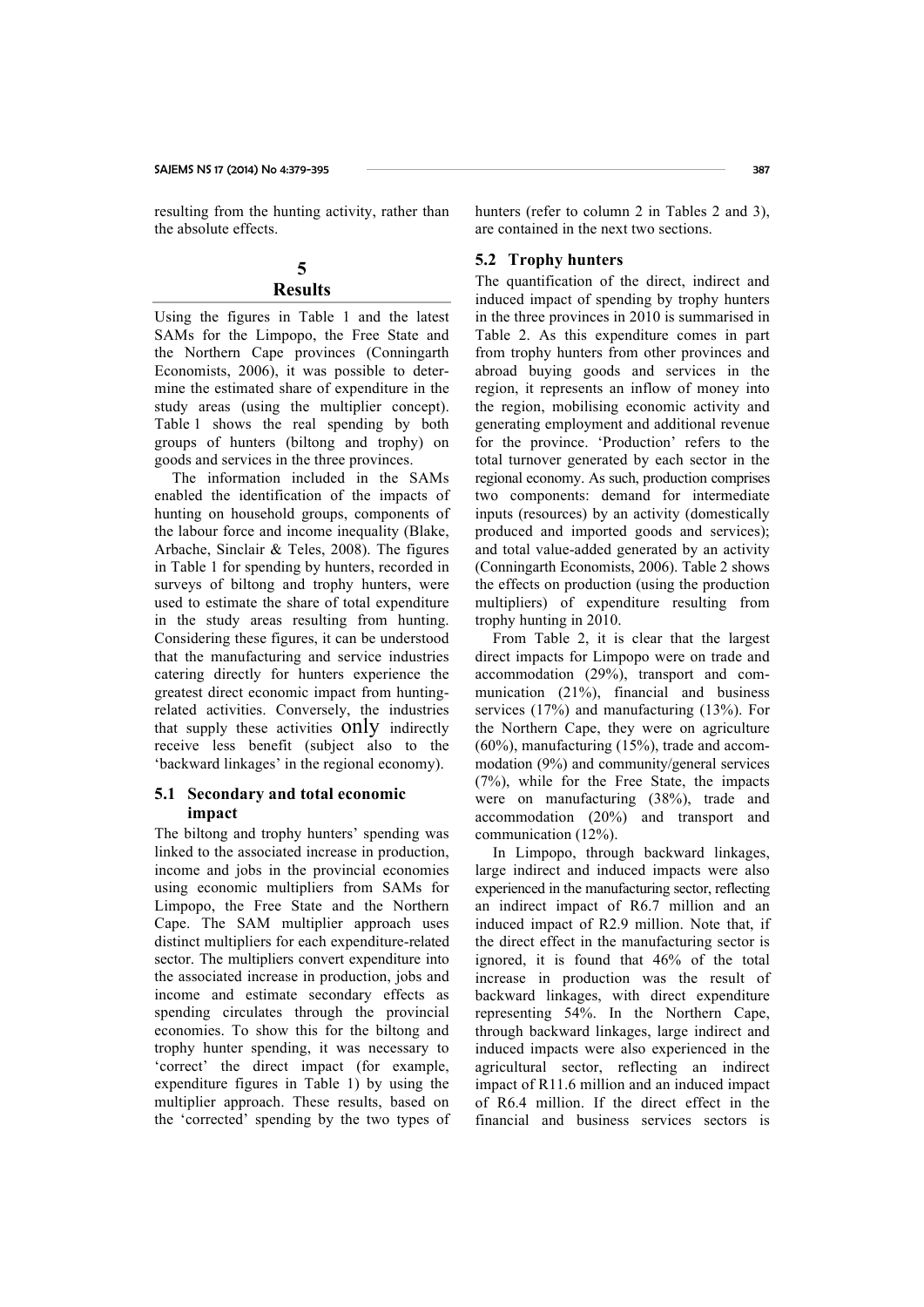resulting from the hunting activity, rather than the absolute effects.

# 5 Results

Using the figures in Table 1 and the latest SAMs for the Limpopo, the Free State and the Northern Cape provinces (Conningarth Economists, 2006), it was possible to determine the estimated share of expenditure in the study areas (using the multiplier concept). Table 1 shows the real spending by both groups of hunters (biltong and trophy) on goods and services in the three provinces.

The information included in the SAMs enabled the identification of the impacts of hunting on household groups, components of the labour force and income inequality (Blake, Arbache, Sinclair & Teles, 2008). The figures in Table 1 for spending by hunters, recorded in surveys of biltong and trophy hunters, were used to estimate the share of total expenditure in the study areas resulting from hunting. Considering these figures, it can be understood that the manufacturing and service industries catering directly for hunters experience the greatest direct economic impact from hunting-related activities. Conversely, the industries that supply these activities only indirectly receive less benefit (subject also to the 'backward linkages' in the regional economy).

## 5.1 Secondary and total economic impact

The biltong and trophy hunters' spending was linked to the associated increase in production, income and jobs in the provincial economies using economic multipliers from SAMs for Limpopo, the Free State and the Northern Cape. The SAM multiplier approach uses distinct multipliers for each expenditure-related sector. The multipliers convert expenditure into the associated increase in production, jobs and income and estimate secondary effects as spending circulates through the provincial economies. To show this for the biltong and trophy hunter spending, it was necessary to 'correct' the direct impact (for example, expenditure figures in Table 1) by using the multiplier approach. These results, based on the 'corrected' spending by the two types of hunters (refer to column 2 in Tables 2 and 3), are contained in the next two sections.

## 5.2 Trophy hunters

The quantification of the direct, indirect and induced impact of spending by trophy hunters in the three provinces in 2010 is summarised in Table 2. As this expenditure comes in part from trophy hunters from other provinces and abroad buying goods and services in the region, it represents an inflow of money into the region, mobilising economic activity and generating employment and additional revenue for the province. 'Production' refers to the total turnover generated by each sector in the regional economy. As such, production comprises two components: demand for intermediate inputs (resources) by an activity (domestically produced and imported goods and services); and total value-added generated by an activity (Conningarth Economists, 2006). Table 2 shows the effects on production (using the production multipliers) of expenditure resulting from trophy hunting in 2010.

From Table 2, it is clear that the largest direct impacts for Limpopo were on trade and accommodation (29%), transport and communication (21%), financial and business services (17%) and manufacturing (13%). For the Northern Cape, they were on agriculture (60%), manufacturing (15%), trade and accommodation (9%) and community/general services (7%), while for the Free State, the impacts were on manufacturing (38%), trade and accommodation (20%) and transport and communication (12%).

In Limpopo, through backward linkages, large indirect and induced impacts were also experienced in the manufacturing sector, reflecting an indirect impact of R6.7 million and an induced impact of R2.9 million. Note that, if the direct effect in the manufacturing sector is ignored, it is found that 46% of the total increase in production was the result of backward linkages, with direct expenditure representing 54%. In the Northern Cape, through backward linkages, large indirect and induced impacts were also experienced in the agricultural sector, reflecting an indirect impact of R11.6 million and an induced impact of R6.4 million. If the direct effect in the financial and business services sectors is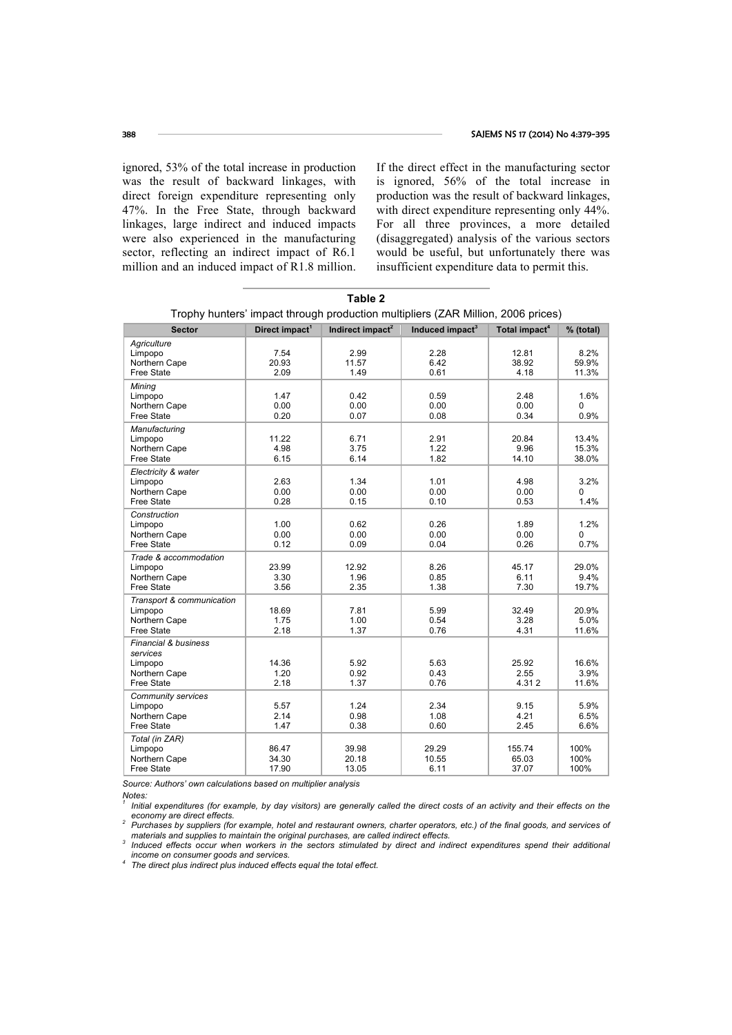ignored, 53% of the total increase in production was the result of backward linkages, with direct foreign expenditure representing only 47%. In the Free State, through backward linkages, large indirect and induced impacts were also experienced in the manufacturing sector, reflecting an indirect impact of R6.1 million and an induced impact of R1.8 million. If the direct effect in the manufacturing sector is ignored, 56% of the total increase in production was the result of backward linkages, with direct expenditure representing only 44%. For all three provinces, a more detailed (disaggregated) analysis of the various sectors would be useful, but unfortunately there was insufficient expenditure data to permit this.

**Table 2**

Trophy hunters' impact through production multipliers (ZAR Million, 2006 prices)

| Sector | Direct impact[1] | Indirect impact[2] | Induced impact[3] | Total impact[4] | % (total) |
|---|---|---|---|---|---|
| *Agriculture* | | | | | |
| Limpopo | 7.54 | 2.99 | 2.28 | 12.81 | 8.2% |
| Northern Cape | 20.93 | 11.57 | 6.42 | 38.92 | 59.9% |
| Free State | 2.09 | 1.49 | 0.61 | 4.18 | 11.3% |
| *Mining* | | | | | |
| Limpopo | 1.47 | 0.42 | 0.59 | 2.48 | 1.6% |
| Northern Cape | 0.00 | 0.00 | 0.00 | 0.00 | 0 |
| Free State | 0.20 | 0.07 | 0.08 | 0.34 | 0.9% |
| *Manufacturing* | | | | | |
| Limpopo | 11.22 | 6.71 | 2.91 | 20.84 | 13.4% |
| Northern Cape | 4.98 | 3.75 | 1.22 | 9.96 | 15.3% |
| Free State | 6.15 | 6.14 | 1.82 | 14.10 | 38.0% |
| *Electricity & water* | | | | | |
| Limpopo | 2.63 | 1.34 | 1.01 | 4.98 | 3.2% |
| Northern Cape | 0.00 | 0.00 | 0.00 | 0.00 | 0 |
| Free State | 0.28 | 0.15 | 0.10 | 0.53 | 1.4% |
| *Construction* | | | | | |
| Limpopo | 1.00 | 0.62 | 0.26 | 1.89 | 1.2% |
| Northern Cape | 0.00 | 0.00 | 0.00 | 0.00 | 0 |
| Free State | 0.12 | 0.09 | 0.04 | 0.26 | 0.7% |
| *Trade & accommodation* | | | | | |
| Limpopo | 23.99 | 12.92 | 8.26 | 45.17 | 29.0% |
| Northern Cape | 3.30 | 1.96 | 0.85 | 6.11 | 9.4% |
| Free State | 3.56 | 2.35 | 1.38 | 7.30 | 19.7% |
| *Transport & communication* | | | | | |
| Limpopo | 18.69 | 7.81 | 5.99 | 32.49 | 20.9% |
| Northern Cape | 1.75 | 1.00 | 0.54 | 3.28 | 5.0% |
| Free State | 2.18 | 1.37 | 0.76 | 4.31 | 11.6% |
| *Financial & business services* | | | | | |
| Limpopo | 14.36 | 5.92 | 5.63 | 25.92 | 16.6% |
| Northern Cape | 1.20 | 0.92 | 0.43 | 2.55 | 3.9% |
| Free State | 2.18 | 1.37 | 0.76 | 4.31 2 | 11.6% |
| *Community services* | | | | | |
| Limpopo | 5.57 | 1.24 | 2.34 | 9.15 | 5.9% |
| Northern Cape | 2.14 | 0.98 | 1.08 | 4.21 | 6.5% |
| Free State | 1.47 | 0.38 | 0.60 | 2.45 | 6.6% |
| *Total (in ZAR)* | | | | | |
| Limpopo | 86.47 | 39.98 | 29.29 | 155.74 | 100% |
| Northern Cape | 34.30 | 20.18 | 10.55 | 65.03 | 100% |
| Free State | 17.90 | 13.05 | 6.11 | 37.07 | 100% |

*Source: Authors' own calculations based on multiplier analysis*

*Notes:*

[1] *Initial expenditures (for example, by day visitors) are generally called the direct costs of an activity and their effects on the economy are direct effects.*

[2] *Purchases by suppliers (for example, hotel and restaurant owners, charter operators, etc.) of the final goods, and services of materials and supplies to maintain the original purchases, are called indirect effects.*

[3] *Induced effects occur when workers in the sectors stimulated by direct and indirect expenditures spend their additional income on consumer goods and services.*

[4] *The direct plus indirect plus induced effects equal the total effect.*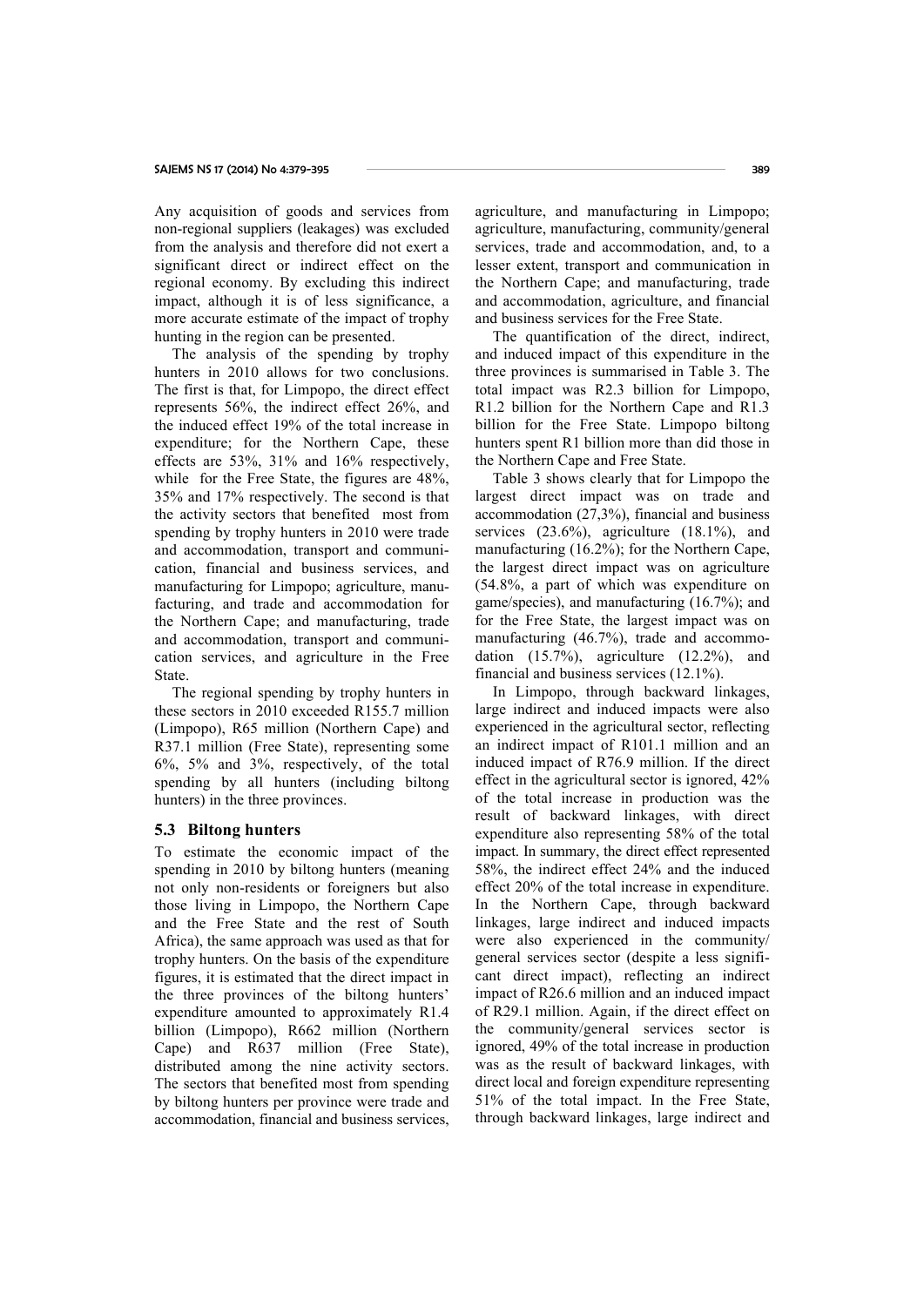Any acquisition of goods and services from non-regional suppliers (leakages) was excluded from the analysis and therefore did not exert a significant direct or indirect effect on the regional economy. By excluding this indirect impact, although it is of less significance, a more accurate estimate of the impact of trophy hunting in the region can be presented.

The analysis of the spending by trophy hunters in 2010 allows for two conclusions. The first is that, for Limpopo, the direct effect represents 56%, the indirect effect 26%, and the induced effect 19% of the total increase in expenditure; for the Northern Cape, these effects are 53%, 31% and 16% respectively, while for the Free State, the figures are 48%, 35% and 17% respectively. The second is that the activity sectors that benefited most from spending by trophy hunters in 2010 were trade and accommodation, transport and communication, financial and business services, and manufacturing for Limpopo; agriculture, manufacturing, and trade and accommodation for the Northern Cape; and manufacturing, trade and accommodation, transport and communication services, and agriculture in the Free State.

The regional spending by trophy hunters in these sectors in 2010 exceeded R155.7 million (Limpopo), R65 million (Northern Cape) and R37.1 million (Free State), representing some 6%, 5% and 3%, respectively, of the total spending by all hunters (including biltong hunters) in the three provinces.

### 5.3 Biltong hunters

To estimate the economic impact of the spending in 2010 by biltong hunters (meaning not only non-residents or foreigners but also those living in Limpopo, the Northern Cape and the Free State and the rest of South Africa), the same approach was used as that for trophy hunters. On the basis of the expenditure figures, it is estimated that the direct impact in the three provinces of the biltong hunters' expenditure amounted to approximately R1.4 billion (Limpopo), R662 million (Northern Cape) and R637 million (Free State), distributed among the nine activity sectors. The sectors that benefited most from spending by biltong hunters per province were trade and accommodation, financial and business services, agriculture, and manufacturing in Limpopo; agriculture, manufacturing, community/general services, trade and accommodation, and, to a lesser extent, transport and communication in the Northern Cape; and manufacturing, trade and accommodation, agriculture, and financial and business services for the Free State.

The quantification of the direct, indirect, and induced impact of this expenditure in the three provinces is summarised in Table 3. The total impact was R2.3 billion for Limpopo, R1.2 billion for the Northern Cape and R1.3 billion for the Free State. Limpopo biltong hunters spent R1 billion more than did those in the Northern Cape and Free State.

Table 3 shows clearly that for Limpopo the largest direct impact was on trade and accommodation (27,3%), financial and business services (23.6%), agriculture (18.1%), and manufacturing (16.2%); for the Northern Cape, the largest direct impact was on agriculture (54.8%, a part of which was expenditure on game/species), and manufacturing (16.7%); and for the Free State, the largest impact was on manufacturing (46.7%), trade and accommodation (15.7%), agriculture (12.2%), and financial and business services (12.1%).

In Limpopo, through backward linkages, large indirect and induced impacts were also experienced in the agricultural sector, reflecting an indirect impact of R101.1 million and an induced impact of R76.9 million. If the direct effect in the agricultural sector is ignored, 42% of the total increase in production was the result of backward linkages, with direct expenditure also representing 58% of the total impact. In summary, the direct effect represented 58%, the indirect effect 24% and the induced effect 20% of the total increase in expenditure. In the Northern Cape, through backward linkages, large indirect and induced impacts were also experienced in the community/ general services sector (despite a less significant direct impact), reflecting an indirect impact of R26.6 million and an induced impact of R29.1 million. Again, if the direct effect on the community/general services sector is ignored, 49% of the total increase in production was as the result of backward linkages, with direct local and foreign expenditure representing 51% of the total impact. In the Free State, through backward linkages, large indirect and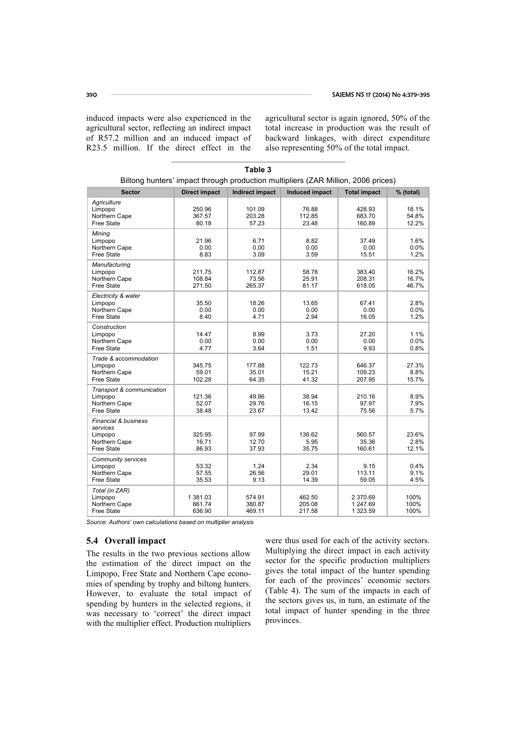induced impacts were also experienced in the agricultural sector, reflecting an indirect impact of R57.2 million and an induced impact of R23.5 million. If the direct effect in the agricultural sector is again ignored, 50% of the total increase in production was the result of backward linkages, with direct expenditure also representing 50% of the total impact.

**Table 3**

Biltong hunters' impact through production multipliers (ZAR Million, 2006 prices)

| Sector | Direct impact | Indirect impact | Induced impact | Total impact | % (total) |
|---|---|---|---|---|---|
| *Agriculture* | | | | | |
| Limpopo | 250.96 | 101.09 | 76.88 | 428.93 | 18.1% |
| Northern Cape | 367.57 | 203.28 | 112.85 | 683.70 | 54.8% |
| Free State | 80.18 | 57.23 | 23.48 | 160.89 | 12.2% |
| *Mining* | | | | | |
| Limpopo | 21.96 | 6.71 | 8.82 | 37.49 | 1.6% |
| Northern Cape | 0.00 | 0.00 | 0.00 | 0.00 | 0.0% |
| Free State | 8.83 | 3.09 | 3.59 | 15.51 | 1.2% |
| *Manufacturing* | | | | | |
| Limpopo | 211.75 | 112.87 | 58.78 | 383.40 | 16.2% |
| Northern Cape | 108.84 | 73.56 | 25.91 | 208.31 | 16.7% |
| Free State | 271.50 | 265.37 | 81.17 | 618.05 | 46.7% |
| *Electricity & water* | | | | | |
| Limpopo | 35.50 | 18.26 | 13.65 | 67.41 | 2.8% |
| Northern Cape | 0.00 | 0.00 | 0.00 | 0.00 | 0.0% |
| Free State | 8.40 | 4.71 | 2.94 | 16.05 | 1.2% |
| *Construction* | | | | | |
| Limpopo | 14.47 | 8.99 | 3.73 | 27.20 | 1.1% |
| Northern Cape | 0.00 | 0.00 | 0.00 | 0.00 | 0.0% |
| Free State | 4.77 | 3.64 | 1.51 | 9.93 | 0.8% |
| *Trade & accommodation* | | | | | |
| Limpopo | 345.75 | 177.88 | 122.73 | 646.37 | 27.3% |
| Northern Cape | 59.01 | 35.01 | 15.21 | 109.23 | 8.8% |
| Free State | 102.28 | 64.35 | 41.32 | 207.95 | 15.7% |
| *Transport & communication* | | | | | |
| Limpopo | 121.36 | 49.86 | 38.94 | 210.16 | 8.9% |
| Northern Cape | 52.07 | 29.76 | 16.15 | 97.97 | 7.9% |
| Free State | 38.48 | 23.67 | 13.42 | 75.56 | 5.7% |
| *Financial & business services* | | | | | |
| Limpopo | 325.95 | 97.99 | 136.62 | 560.57 | 23.6% |
| Northern Cape | 16.71 | 12.70 | 5.95 | 35.36 | 2.8% |
| Free State | 86.93 | 37.93 | 35.75 | 160.61 | 12.1% |
| *Community services* | | | | | |
| Limpopo | 53.32 | 1.24 | 2.34 | 9.15 | 0.4% |
| Northern Cape | 57.55 | 26.56 | 29.01 | 113.11 | 9.1% |
| Free State | 35.53 | 9.13 | 14.39 | 59.05 | 4.5% |
| *Total (in ZAR)* | | | | | |
| Limpopo | 1 381.03 | 574.91 | 462.50 | 2 370.69 | 100% |
| Northern Cape | 661.74 | 380.87 | 205.08 | 1 247.69 | 100% |
| Free State | 636.90 | 469.11 | 217.58 | 1 323.59 | 100% |

*Source: Authors' own calculations based on multiplier analysis*

### 5.4 Overall impact

The results in the two previous sections allow the estimation of the direct impact on the Limpopo, Free State and Northern Cape economies of spending by trophy and biltong hunters. However, to evaluate the total impact of spending by hunters in the selected regions, it was necessary to 'correct' the direct impact with the multiplier effect. Production multipliers were thus used for each of the activity sectors. Multiplying the direct impact in each activity sector for the specific production multipliers gives the total impact of the hunter spending for each of the provinces' economic sectors (Table 4). The sum of the impacts in each of the sectors gives us, in turn, an estimate of the total impact of hunter spending in the three provinces.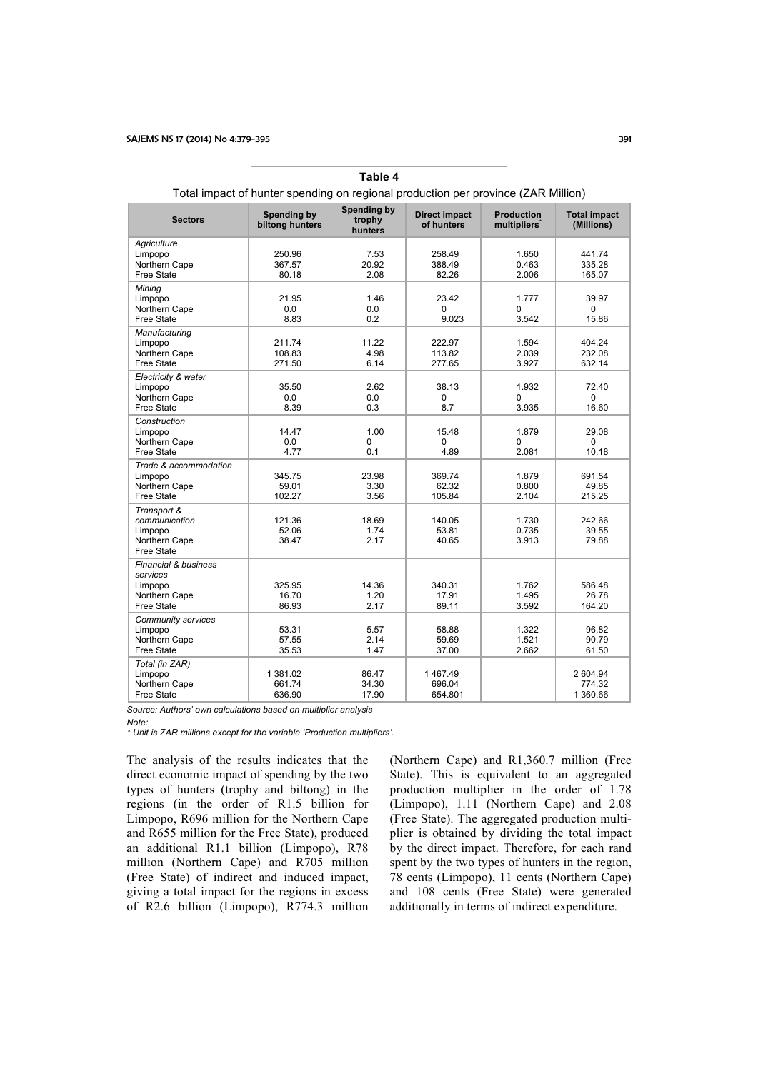**Table 4**

Total impact of hunter spending on regional production per province (ZAR Million)

| Sectors | Spending by biltong hunters | Spending by trophy hunters | Direct impact of hunters | Production multipliers* | Total impact (Millions) |
|---|---|---|---|---|---|
| *Agriculture* | | | | | |
| Limpopo | 250.96 | 7.53 | 258.49 | 1.650 | 441.74 |
| Northern Cape | 367.57 | 20.92 | 388.49 | 0.463 | 335.28 |
| Free State | 80.18 | 2.08 | 82.26 | 2.006 | 165.07 |
| *Mining* | | | | | |
| Limpopo | 21.95 | 1.46 | 23.42 | 1.777 | 39.97 |
| Northern Cape | 0.0 | 0.0 | 0 | 0 | 0 |
| Free State | 8.83 | 0.2 | 9.023 | 3.542 | 15.86 |
| *Manufacturing* | | | | | |
| Limpopo | 211.74 | 11.22 | 222.97 | 1.594 | 404.24 |
| Northern Cape | 108.83 | 4.98 | 113.82 | 2.039 | 232.08 |
| Free State | 271.50 | 6.14 | 277.65 | 3.927 | 632.14 |
| *Electricity & water* | | | | | |
| Limpopo | 35.50 | 2.62 | 38.13 | 1.932 | 72.40 |
| Northern Cape | 0.0 | 0.0 | 0 | 0 | 0 |
| Free State | 8.39 | 0.3 | 8.7 | 3.935 | 16.60 |
| *Construction* | | | | | |
| Limpopo | 14.47 | 1.00 | 15.48 | 1.879 | 29.08 |
| Northern Cape | 0.0 | 0 | 0 | 0 | 0 |
| Free State | 4.77 | 0.1 | 4.89 | 2.081 | 10.18 |
| *Trade & accommodation* | | | | | |
| Limpopo | 345.75 | 23.98 | 369.74 | 1.879 | 691.54 |
| Northern Cape | 59.01 | 3.30 | 62.32 | 0.800 | 49.85 |
| Free State | 102.27 | 3.56 | 105.84 | 2.104 | 215.25 |
| *Transport & communication* | | | | | |
| Limpopo | 121.36 | 18.69 | 140.05 | 1.730 | 242.66 |
| Northern Cape | 52.06 | 1.74 | 53.81 | 0.735 | 39.55 |
| Free State | 38.47 | 2.17 | 40.65 | 3.913 | 79.88 |
| *Financial & business services* | | | | | |
| Limpopo | 325.95 | 14.36 | 340.31 | 1.762 | 586.48 |
| Northern Cape | 16.70 | 1.20 | 17.91 | 1.495 | 26.78 |
| Free State | 86.93 | 2.17 | 89.11 | 3.592 | 164.20 |
| *Community services* | | | | | |
| Limpopo | 53.31 | 5.57 | 58.88 | 1.322 | 96.82 |
| Northern Cape | 57.55 | 2.14 | 59.69 | 1.521 | 90.79 |
| Free State | 35.53 | 1.47 | 37.00 | 2.662 | 61.50 |
| *Total (in ZAR)* | | | | | |
| Limpopo | 1 381.02 | 86.47 | 1 467.49 | | 2 604.94 |
| Northern Cape | 661.74 | 34.30 | 696.04 | | 774.32 |
| Free State | 636.90 | 17.90 | 654.801 | | 1 360.66 |

*Source: Authors' own calculations based on multiplier analysis*

*Note:*

*\* Unit is ZAR millions except for the variable 'Production multipliers'.*

The analysis of the results indicates that the direct economic impact of spending by the two types of hunters (trophy and biltong) in the regions (in the order of R1.5 billion for Limpopo, R696 million for the Northern Cape and R655 million for the Free State), produced an additional R1.1 billion (Limpopo), R78 million (Northern Cape) and R705 million (Free State) of indirect and induced impact, giving a total impact for the regions in excess of R2.6 billion (Limpopo), R774.3 million (Northern Cape) and R1,360.7 million (Free State). This is equivalent to an aggregated production multiplier in the order of 1.78 (Limpopo), 1.11 (Northern Cape) and 2.08 (Free State). The aggregated production multiplier is obtained by dividing the total impact by the direct impact. Therefore, for each rand spent by the two types of hunters in the region, 78 cents (Limpopo), 11 cents (Northern Cape) and 108 cents (Free State) were generated additionally in terms of indirect expenditure.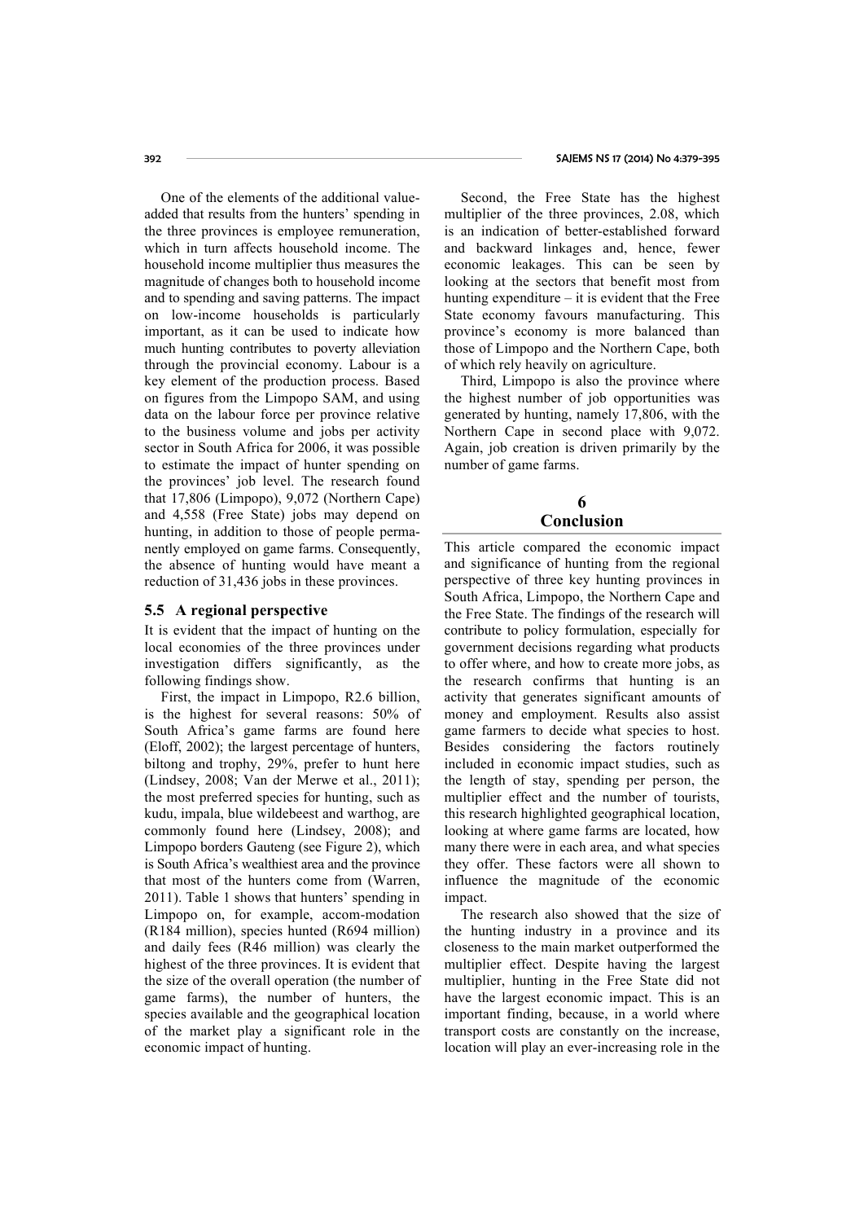One of the elements of the additional value-added that results from the hunters' spending in the three provinces is employee remuneration, which in turn affects household income. The household income multiplier thus measures the magnitude of changes both to household income and to spending and saving patterns. The impact on low-income households is particularly important, as it can be used to indicate how much hunting contributes to poverty alleviation through the provincial economy. Labour is a key element of the production process. Based on figures from the Limpopo SAM, and using data on the labour force per province relative to the business volume and jobs per activity sector in South Africa for 2006, it was possible to estimate the impact of hunter spending on the provinces' job level. The research found that 17,806 (Limpopo), 9,072 (Northern Cape) and 4,558 (Free State) jobs may depend on hunting, in addition to those of people permanently employed on game farms. Consequently, the absence of hunting would have meant a reduction of 31,436 jobs in these provinces.

### 5.5 A regional perspective

It is evident that the impact of hunting on the local economies of the three provinces under investigation differs significantly, as the following findings show.

First, the impact in Limpopo, R2.6 billion, is the highest for several reasons: 50% of South Africa's game farms are found here (Eloff, 2002); the largest percentage of hunters, biltong and trophy, 29%, prefer to hunt here (Lindsey, 2008; Van der Merwe et al., 2011); the most preferred species for hunting, such as kudu, impala, blue wildebeest and warthog, are commonly found here (Lindsey, 2008); and Limpopo borders Gauteng (see Figure 2), which is South Africa's wealthiest area and the province that most of the hunters come from (Warren, 2011). Table 1 shows that hunters' spending in Limpopo on, for example, accom-modation (R184 million), species hunted (R694 million) and daily fees (R46 million) was clearly the highest of the three provinces. It is evident that the size of the overall operation (the number of game farms), the number of hunters, the species available and the geographical location of the market play a significant role in the economic impact of hunting.

Second, the Free State has the highest multiplier of the three provinces, 2.08, which is an indication of better-established forward and backward linkages and, hence, fewer economic leakages. This can be seen by looking at the sectors that benefit most from hunting expenditure – it is evident that the Free State economy favours manufacturing. This province's economy is more balanced than those of Limpopo and the Northern Cape, both of which rely heavily on agriculture.

Third, Limpopo is also the province where the highest number of job opportunities was generated by hunting, namely 17,806, with the Northern Cape in second place with 9,072. Again, job creation is driven primarily by the number of game farms.

## 6 Conclusion

This article compared the economic impact and significance of hunting from the regional perspective of three key hunting provinces in South Africa, Limpopo, the Northern Cape and the Free State. The findings of the research will contribute to policy formulation, especially for government decisions regarding what products to offer where, and how to create more jobs, as the research confirms that hunting is an activity that generates significant amounts of money and employment. Results also assist game farmers to decide what species to host. Besides considering the factors routinely included in economic impact studies, such as the length of stay, spending per person, the multiplier effect and the number of tourists, this research highlighted geographical location, looking at where game farms are located, how many there were in each area, and what species they offer. These factors were all shown to influence the magnitude of the economic impact.

The research also showed that the size of the hunting industry in a province and its closeness to the main market outperformed the multiplier effect. Despite having the largest multiplier, hunting in the Free State did not have the largest economic impact. This is an important finding, because, in a world where transport costs are constantly on the increase, location will play an ever-increasing role in the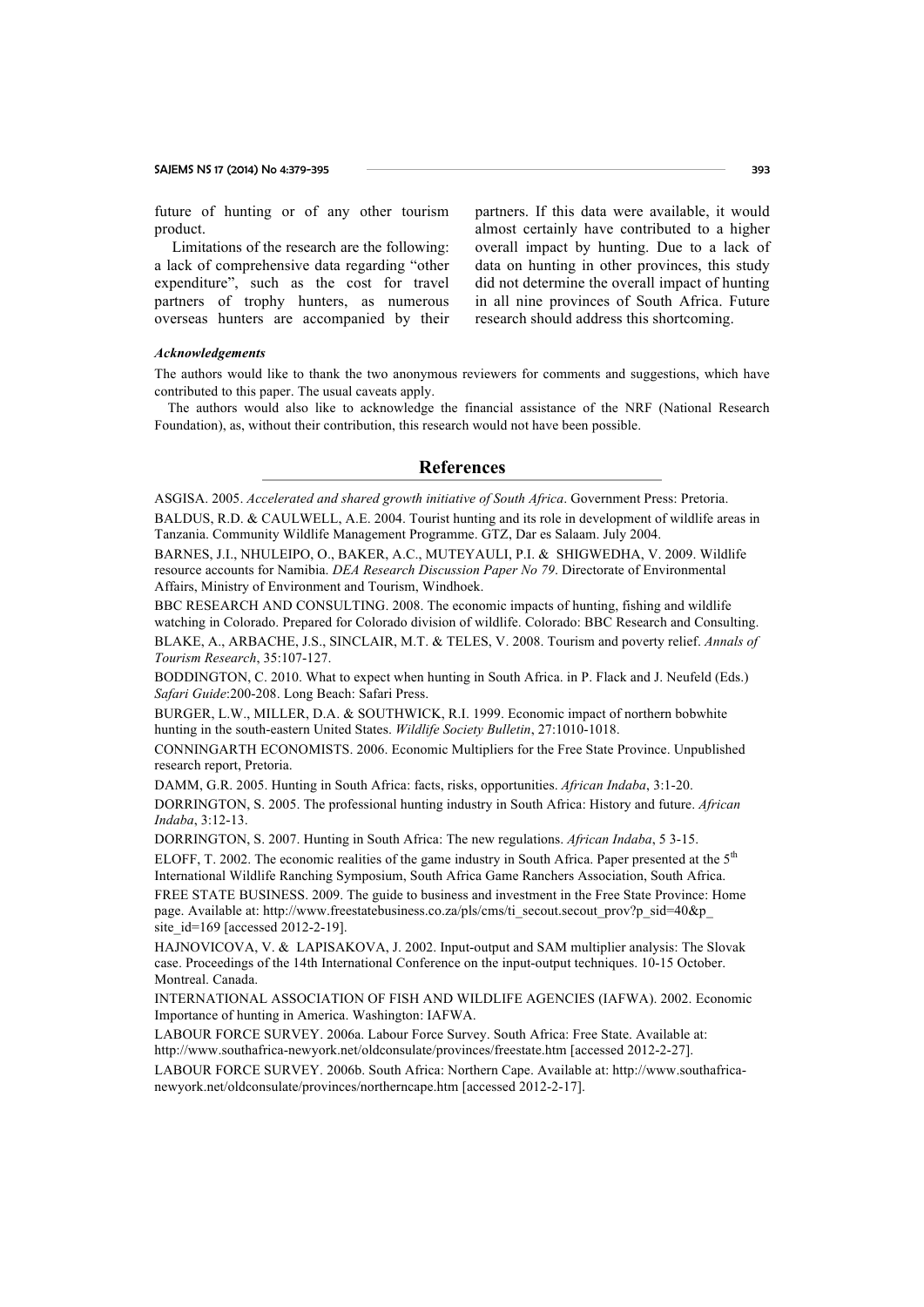future of hunting or of any other tourism product.

Limitations of the research are the following: a lack of comprehensive data regarding "other expenditure", such as the cost for travel partners of trophy hunters, as numerous overseas hunters are accompanied by their partners. If this data were available, it would almost certainly have contributed to a higher overall impact by hunting. Due to a lack of data on hunting in other provinces, this study did not determine the overall impact of hunting in all nine provinces of South Africa. Future research should address this shortcoming.

***Acknowledgements***

The authors would like to thank the two anonymous reviewers for comments and suggestions, which have contributed to this paper. The usual caveats apply.

The authors would also like to acknowledge the financial assistance of the NRF (National Research Foundation), as, without their contribution, this research would not have been possible.

## References

ASGISA. 2005. *Accelerated and shared growth initiative of South Africa*. Government Press: Pretoria.

BALDUS, R.D. & CAULWELL, A.E. 2004. Tourist hunting and its role in development of wildlife areas in Tanzania. Community Wildlife Management Programme. GTZ, Dar es Salaam. July 2004.

BARNES, J.I., NHULEIPO, O., BAKER, A.C., MUTEYAULI, P.I. & SHIGWEDHA, V. 2009. Wildlife resource accounts for Namibia. *DEA Research Discussion Paper No 79*. Directorate of Environmental Affairs, Ministry of Environment and Tourism, Windhoek.

BBC RESEARCH AND CONSULTING. 2008. The economic impacts of hunting, fishing and wildlife watching in Colorado. Prepared for Colorado division of wildlife. Colorado: BBC Research and Consulting.

BLAKE, A., ARBACHE, J.S., SINCLAIR, M.T. & TELES, V. 2008. Tourism and poverty relief. *Annals of Tourism Research*, 35:107-127.

BODDINGTON, C. 2010. What to expect when hunting in South Africa. in P. Flack and J. Neufeld (Eds.) *Safari Guide*:200-208. Long Beach: Safari Press.

BURGER, L.W., MILLER, D.A. & SOUTHWICK, R.I. 1999. Economic impact of northern bobwhite hunting in the south-eastern United States. *Wildlife Society Bulletin*, 27:1010-1018.

CONNINGARTH ECONOMISTS. 2006. Economic Multipliers for the Free State Province. Unpublished research report, Pretoria.

DAMM, G.R. 2005. Hunting in South Africa: facts, risks, opportunities. *African Indaba*, 3:1-20.

DORRINGTON, S. 2005. The professional hunting industry in South Africa: History and future. *African Indaba*, 3:12-13.

DORRINGTON, S. 2007. Hunting in South Africa: The new regulations. *African Indaba*, 5 3-15.

ELOFF, T. 2002. The economic realities of the game industry in South Africa. Paper presented at the 5th International Wildlife Ranching Symposium, South Africa Game Ranchers Association, South Africa.

FREE STATE BUSINESS. 2009. The guide to business and investment in the Free State Province: Home page. Available at: http://www.freestatebusiness.co.za/pls/cms/ti_secout.secout_prov?p_sid=40&p_site_id=169 [accessed 2012-2-19].

HAJNOVICOVA, V. & LAPISAKOVA, J. 2002. Input-output and SAM multiplier analysis: The Slovak case. Proceedings of the 14th International Conference on the input-output techniques. 10-15 October. Montreal. Canada.

INTERNATIONAL ASSOCIATION OF FISH AND WILDLIFE AGENCIES (IAFWA). 2002. Economic Importance of hunting in America. Washington: IAFWA.

LABOUR FORCE SURVEY. 2006a. Labour Force Survey. South Africa: Free State. Available at: http://www.southafrica-newyork.net/oldconsulate/provinces/freestate.htm [accessed 2012-2-27].

LABOUR FORCE SURVEY. 2006b. South Africa: Northern Cape. Available at: http://www.southafrica-newyork.net/oldconsulate/provinces/northerncape.htm [accessed 2012-2-17].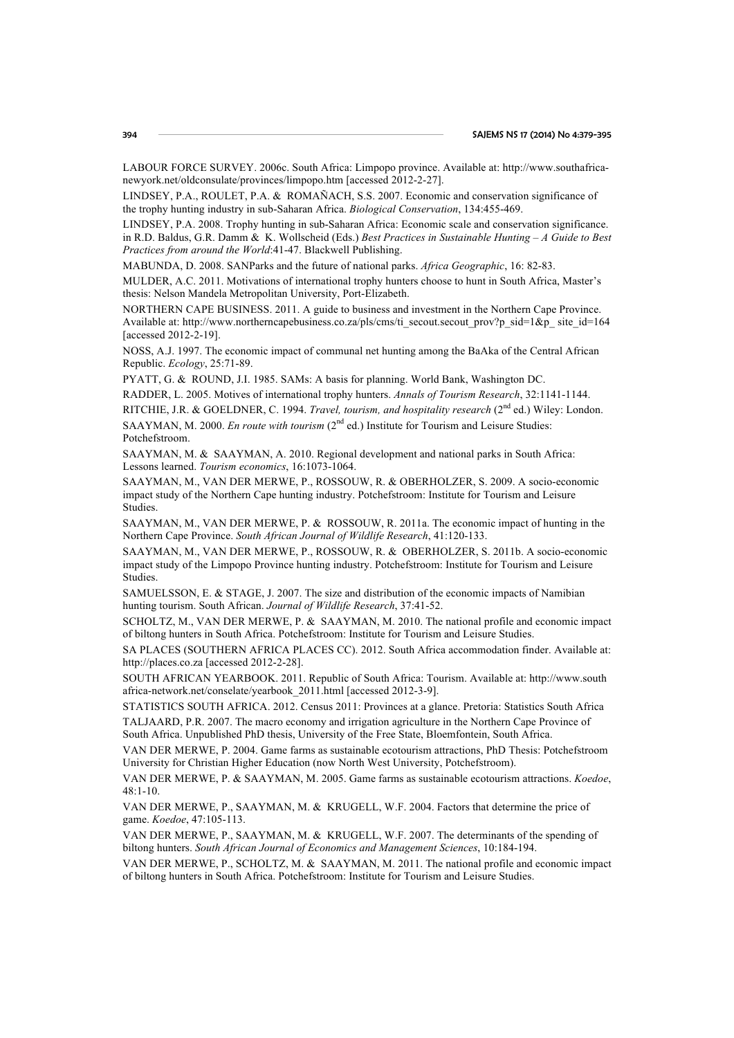LABOUR FORCE SURVEY. 2006c. South Africa: Limpopo province. Available at: http://www.southafrica-newyork.net/oldconsulate/provinces/limpopo.htm [accessed 2012-2-27].

LINDSEY, P.A., ROULET, P.A. & ROMAÑACH, S.S. 2007. Economic and conservation significance of the trophy hunting industry in sub-Saharan Africa. *Biological Conservation*, 134:455-469.

LINDSEY, P.A. 2008. Trophy hunting in sub-Saharan Africa: Economic scale and conservation significance. in R.D. Baldus, G.R. Damm & K. Wollscheid (Eds.) *Best Practices in Sustainable Hunting – A Guide to Best Practices from around the World*:41-47. Blackwell Publishing.

MABUNDA, D. 2008. SANParks and the future of national parks. *Africa Geographic*, 16: 82-83.

MULDER, A.C. 2011. Motivations of international trophy hunters choose to hunt in South Africa, Master's thesis: Nelson Mandela Metropolitan University, Port-Elizabeth.

NORTHERN CAPE BUSINESS. 2011. A guide to business and investment in the Northern Cape Province. Available at: http://www.northerncapebusiness.co.za/pls/cms/ti_secout.secout_prov?p_sid=1&p_ site_id=164 [accessed 2012-2-19].

NOSS, A.J. 1997. The economic impact of communal net hunting among the BaAka of the Central African Republic. *Ecology*, 25:71-89.

PYATT, G. & ROUND, J.I. 1985. SAMs: A basis for planning. World Bank, Washington DC.

RADDER, L. 2005. Motives of international trophy hunters. *Annals of Tourism Research*, 32:1141-1144.

RITCHIE, J.R. & GOELDNER, C. 1994. *Travel, tourism, and hospitality research* (2nd ed.) Wiley: London.

SAAYMAN, M. 2000. *En route with tourism* (2nd ed.) Institute for Tourism and Leisure Studies: Potchefstroom.

SAAYMAN, M. & SAAYMAN, A. 2010. Regional development and national parks in South Africa: Lessons learned. *Tourism economics*, 16:1073-1064.

SAAYMAN, M., VAN DER MERWE, P., ROSSOUW, R. & OBERHOLZER, S. 2009. A socio-economic impact study of the Northern Cape hunting industry. Potchefstroom: Institute for Tourism and Leisure Studies.

SAAYMAN, M., VAN DER MERWE, P. & ROSSOUW, R. 2011a. The economic impact of hunting in the Northern Cape Province. *South African Journal of Wildlife Research*, 41:120-133.

SAAYMAN, M., VAN DER MERWE, P., ROSSOUW, R. & OBERHOLZER, S. 2011b. A socio-economic impact study of the Limpopo Province hunting industry. Potchefstroom: Institute for Tourism and Leisure Studies.

SAMUELSSON, E. & STAGE, J. 2007. The size and distribution of the economic impacts of Namibian hunting tourism. South African. *Journal of Wildlife Research*, 37:41-52.

SCHOLTZ, M., VAN DER MERWE, P. & SAAYMAN, M. 2010. The national profile and economic impact of biltong hunters in South Africa. Potchefstroom: Institute for Tourism and Leisure Studies.

SA PLACES (SOUTHERN AFRICA PLACES CC). 2012. South Africa accommodation finder. Available at: http://places.co.za [accessed 2012-2-28].

SOUTH AFRICAN YEARBOOK. 2011. Republic of South Africa: Tourism. Available at: http://www.south africa-network.net/conselate/yearbook_2011.html [accessed 2012-3-9].

STATISTICS SOUTH AFRICA. 2012. Census 2011: Provinces at a glance. Pretoria: Statistics South Africa

TALJAARD, P.R. 2007. The macro economy and irrigation agriculture in the Northern Cape Province of South Africa. Unpublished PhD thesis, University of the Free State, Bloemfontein, South Africa.

VAN DER MERWE, P. 2004. Game farms as sustainable ecotourism attractions, PhD Thesis: Potchefstroom University for Christian Higher Education (now North West University, Potchefstroom).

VAN DER MERWE, P. & SAAYMAN, M. 2005. Game farms as sustainable ecotourism attractions. *Koedoe*, 48:1-10.

VAN DER MERWE, P., SAAYMAN, M. & KRUGELL, W.F. 2004. Factors that determine the price of game. *Koedoe*, 47:105-113.

VAN DER MERWE, P., SAAYMAN, M. & KRUGELL, W.F. 2007. The determinants of the spending of biltong hunters. *South African Journal of Economics and Management Sciences*, 10:184-194.

VAN DER MERWE, P., SCHOLTZ, M. & SAAYMAN, M. 2011. The national profile and economic impact of biltong hunters in South Africa. Potchefstroom: Institute for Tourism and Leisure Studies.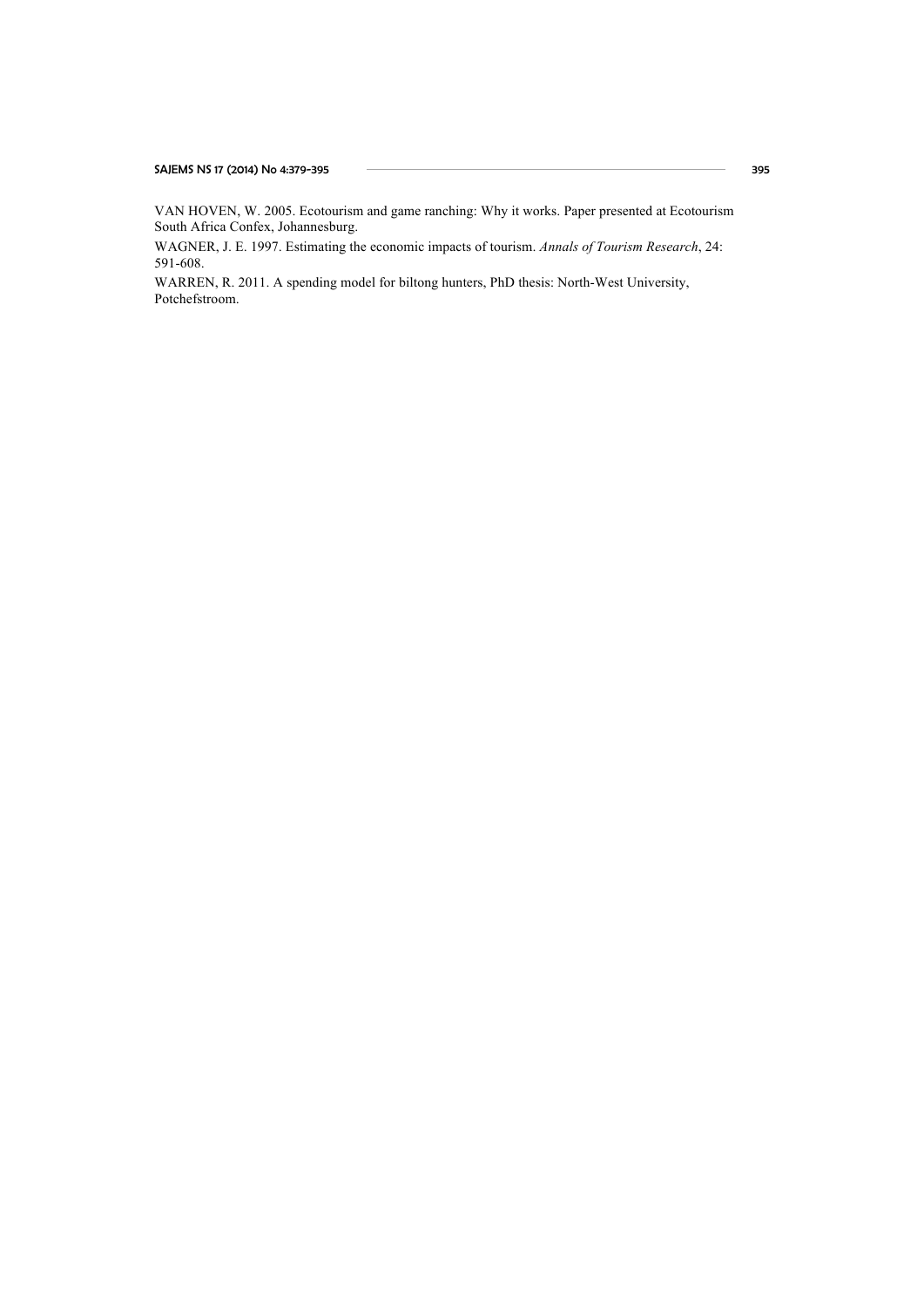VAN HOVEN, W. 2005. Ecotourism and game ranching: Why it works. Paper presented at Ecotourism South Africa Confex, Johannesburg.

WAGNER, J. E. 1997. Estimating the economic impacts of tourism. *Annals of Tourism Research*, 24: 591-608.

WARREN, R. 2011. A spending model for biltong hunters, PhD thesis: North-West University, Potchefstroom.